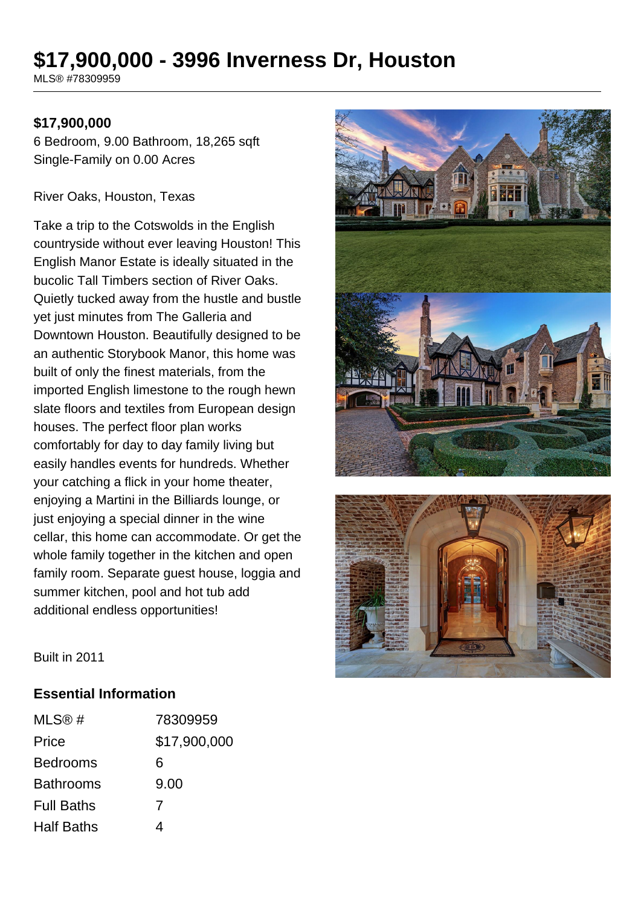# $17,900,000 - 3996 Inverness Dr, Houston

MLS® #78309959

**$17,900,000**

6 Bedroom, 9.00 Bathroom, 18,265 sqft

Single-Family on 0.00 Acres

River Oaks, Houston, Texas

Take a trip to the Cotswolds in the English countryside without ever leaving Houston! This English Manor Estate is ideally situated in the bucolic Tall Timbers section of River Oaks. Quietly tucked away from the hustle and bustle yet just minutes from The Galleria and Downtown Houston. Beautifully designed to be an authentic Storybook Manor, this home was built of only the finest materials, from the imported English limestone to the rough hewn slate floors and textiles from European design houses. The perfect floor plan works comfortably for day to day family living but easily handles events for hundreds. Whether your catching a flick in your home theater, enjoying a Martini in the Billiards lounge, or just enjoying a special dinner in the wine cellar, this home can accommodate. Or get the whole family together in the kitchen and open family room. Separate guest house, loggia and summer kitchen, pool and hot tub add additional endless opportunities!

Built in 2011

## Essential Information

| | |
|---|---|
| MLS® # | 78309959 |
| Price | $17,900,000 |
| Bedrooms | 6 |
| Bathrooms | 9.00 |
| Full Baths | 7 |
| Half Baths | 4 |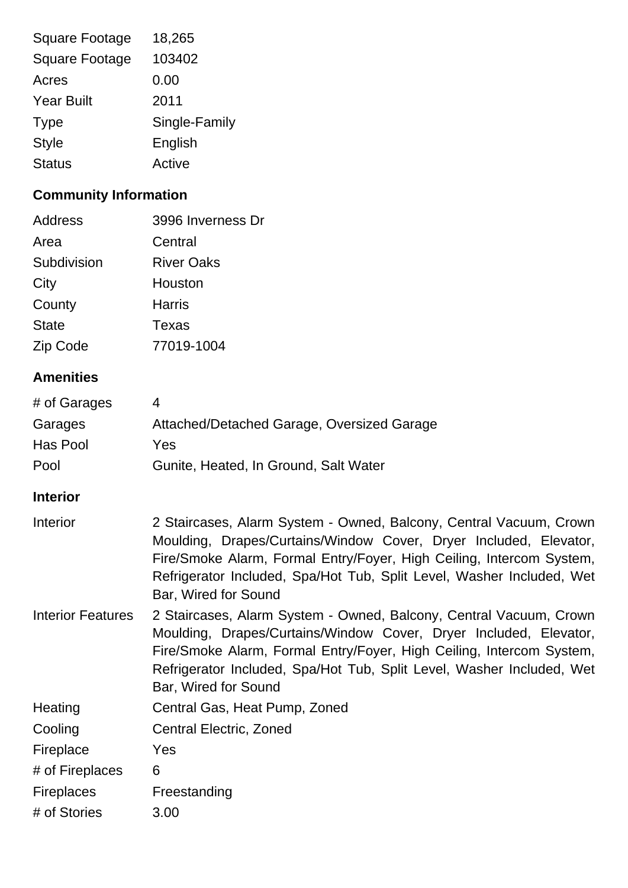| | |
|---|---|
| Square Footage | 18,265 |
| Square Footage | 103402 |
| Acres | 0.00 |
| Year Built | 2011 |
| Type | Single-Family |
| Style | English |
| Status | Active |

## Community Information

| | |
|---|---|
| Address | 3996 Inverness Dr |
| Area | Central |
| Subdivision | River Oaks |
| City | Houston |
| County | Harris |
| State | Texas |
| Zip Code | 77019-1004 |

## Amenities

| | |
|---|---|
| # of Garages | 4 |
| Garages | Attached/Detached Garage, Oversized Garage |
| Has Pool | Yes |
| Pool | Gunite, Heated, In Ground, Salt Water |

## Interior

| | |
|---|---|
| Interior | 2 Staircases, Alarm System - Owned, Balcony, Central Vacuum, Crown Moulding, Drapes/Curtains/Window Cover, Dryer Included, Elevator, Fire/Smoke Alarm, Formal Entry/Foyer, High Ceiling, Intercom System, Refrigerator Included, Spa/Hot Tub, Split Level, Washer Included, Wet Bar, Wired for Sound |
| Interior Features | 2 Staircases, Alarm System - Owned, Balcony, Central Vacuum, Crown Moulding, Drapes/Curtains/Window Cover, Dryer Included, Elevator, Fire/Smoke Alarm, Formal Entry/Foyer, High Ceiling, Intercom System, Refrigerator Included, Spa/Hot Tub, Split Level, Washer Included, Wet Bar, Wired for Sound |
| Heating | Central Gas, Heat Pump, Zoned |
| Cooling | Central Electric, Zoned |
| Fireplace | Yes |
| # of Fireplaces | 6 |
| Fireplaces | Freestanding |
| # of Stories | 3.00 |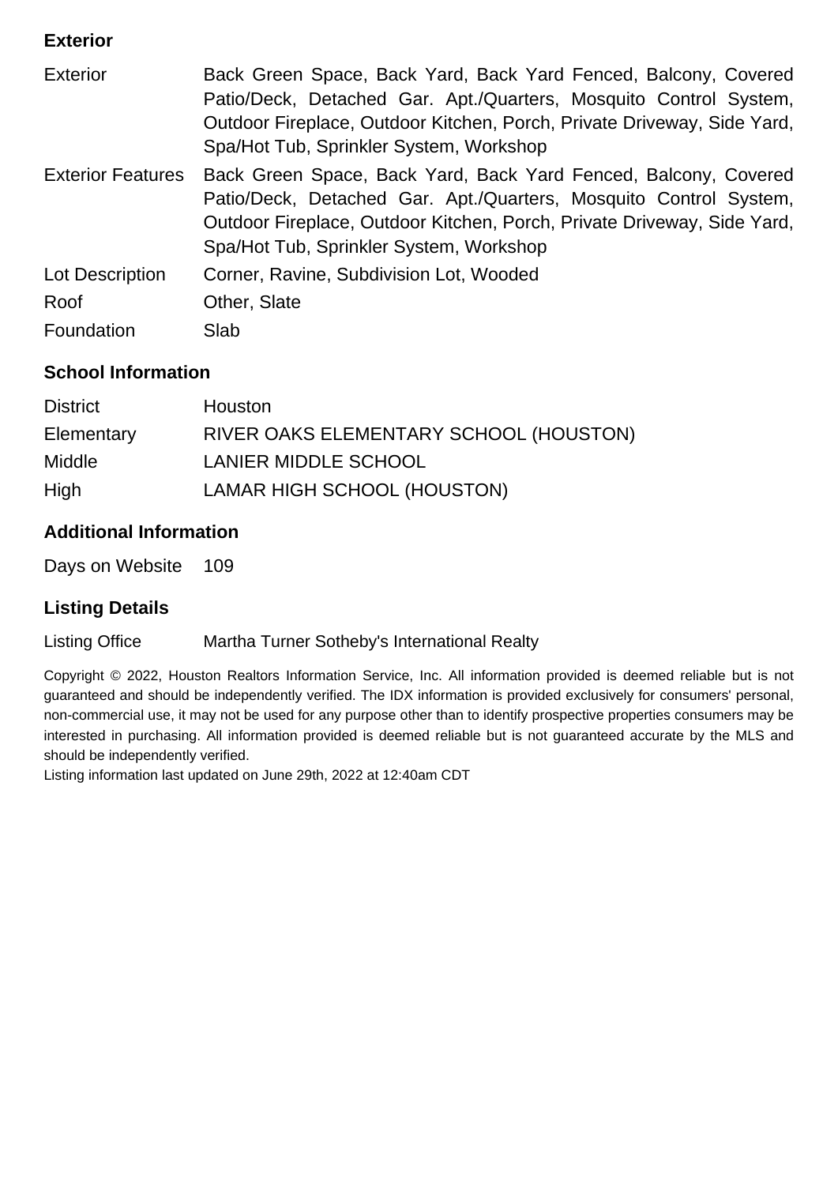### Exterior

| | |
|---|---|
| Exterior | Back Green Space, Back Yard, Back Yard Fenced, Balcony, Covered Patio/Deck, Detached Gar. Apt./Quarters, Mosquito Control System, Outdoor Fireplace, Outdoor Kitchen, Porch, Private Driveway, Side Yard, Spa/Hot Tub, Sprinkler System, Workshop |
| Exterior Features | Back Green Space, Back Yard, Back Yard Fenced, Balcony, Covered Patio/Deck, Detached Gar. Apt./Quarters, Mosquito Control System, Outdoor Fireplace, Outdoor Kitchen, Porch, Private Driveway, Side Yard, Spa/Hot Tub, Sprinkler System, Workshop |
| Lot Description | Corner, Ravine, Subdivision Lot, Wooded |
| Roof | Other, Slate |
| Foundation | Slab |

### School Information

| | |
|---|---|
| District | Houston |
| Elementary | RIVER OAKS ELEMENTARY SCHOOL (HOUSTON) |
| Middle | LANIER MIDDLE SCHOOL |
| High | LAMAR HIGH SCHOOL (HOUSTON) |

### Additional Information

| | |
|---|---|
| Days on Website | 109 |

### Listing Details

| | |
|---|---|
| Listing Office | Martha Turner Sotheby's International Realty |

Copyright © 2022, Houston Realtors Information Service, Inc. All information provided is deemed reliable but is not guaranteed and should be independently verified. The IDX information is provided exclusively for consumers' personal, non-commercial use, it may not be used for any purpose other than to identify prospective properties consumers may be interested in purchasing. All information provided is deemed reliable but is not guaranteed accurate by the MLS and should be independently verified.

Listing information last updated on June 29th, 2022 at 12:40am CDT